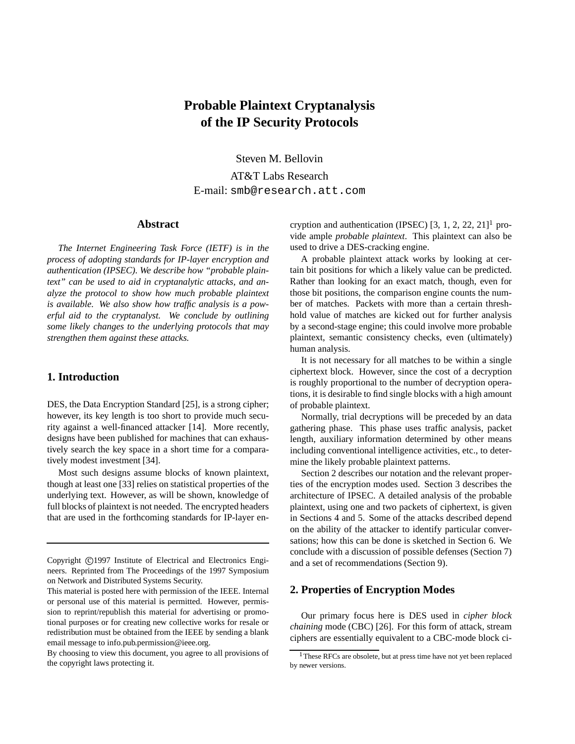# Probable Plaintext Cryptanalysis of the IP Security Protocols

Steven M. Bellovin

AT&T Labs Research

E-mail: smb@research.att.com

## Abstract

*The Internet Engineering Task Force (IETF) is in the process of adopting standards for IP-layer encryption and authentication (IPSEC). We describe how "probable plaintext" can be used to aid in cryptanalytic attacks, and analyze the protocol to show how much probable plaintext is available. We also show how traffic analysis is a powerful aid to the cryptanalyst. We conclude by outlining some likely changes to the underlying protocols that may strengthen them against these attacks.*

## 1. Introduction

DES, the Data Encryption Standard [25], is a strong cipher; however, its key length is too short to provide much security against a well-financed attacker [14]. More recently, designs have been published for machines that can exhaustively search the key space in a short time for a comparatively modest investment [34].

Most such designs assume blocks of known plaintext, though at least one [33] relies on statistical properties of the underlying text. However, as will be shown, knowledge of full blocks of plaintext is not needed. The encrypted headers that are used in the forthcoming standards for IP-layer encryption and authentication (IPSEC) [3, 1, 2, 22, 21][1] provide ample *probable plaintext*. This plaintext can also be used to drive a DES-cracking engine.

A probable plaintext attack works by looking at certain bit positions for which a likely value can be predicted. Rather than looking for an exact match, though, even for those bit positions, the comparison engine counts the number of matches. Packets with more than a certain threshhold value of matches are kicked out for further analysis by a second-stage engine; this could involve more probable plaintext, semantic consistency checks, even (ultimately) human analysis.

It is not necessary for all matches to be within a single ciphertext block. However, since the cost of a decryption is roughly proportional to the number of decryption operations, it is desirable to find single blocks with a high amount of probable plaintext.

Normally, trial decryptions will be preceded by an data gathering phase. This phase uses traffic analysis, packet length, auxiliary information determined by other means including conventional intelligence activities, etc., to determine the likely probable plaintext patterns.

Section 2 describes our notation and the relevant properties of the encryption modes used. Section 3 describes the architecture of IPSEC. A detailed analysis of the probable plaintext, using one and two packets of ciphertext, is given in Sections 4 and 5. Some of the attacks described depend on the ability of the attacker to identify particular conversations; how this can be done is sketched in Section 6. We conclude with a discussion of possible defenses (Section 7) and a set of recommendations (Section 9).

## 2. Properties of Encryption Modes

Our primary focus here is DES used in *cipher block chaining* mode (CBC) [26]. For this form of attack, stream ciphers are essentially equivalent to a CBC-mode block ci-

---

Copyright ©1997 Institute of Electrical and Electronics Engineers. Reprinted from The Proceedings of the 1997 Symposium on Network and Distributed Systems Security.

This material is posted here with permission of the IEEE. Internal or personal use of this material is permitted. However, permission to reprint/republish this material for advertising or promotional purposes or for creating new collective works for resale or redistribution must be obtained from the IEEE by sending a blank email message to info.pub.permission@ieee.org.

By choosing to view this document, you agree to all provisions of the copyright laws protecting it.

[1] These RFCs are obsolete, but at press time have not yet been replaced by newer versions.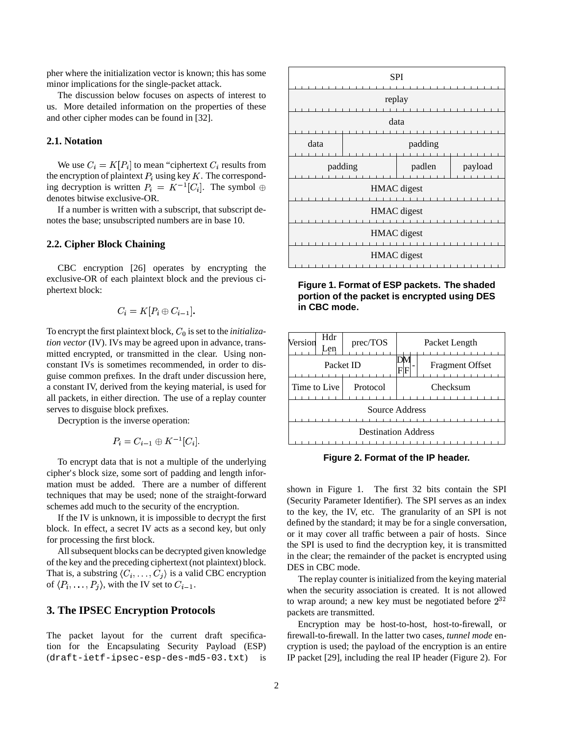pher where the initialization vector is known; this has some minor implications for the single-packet attack.

The discussion below focuses on aspects of interest to us. More detailed information on the properties of these and other cipher modes can be found in [32].

### 2.1. Notation

We use $C_i = K[P_i]$ to mean "ciphertext $C_i$ results from the encryption of plaintext $P_i$ using key $K$. The corresponding decryption is written $P_i = K^{-1}[C_i]$. The symbol $\oplus$ denotes bitwise exclusive-OR.

If a number is written with a subscript, that subscript denotes the base; unsubscripted numbers are in base 10.

### 2.2. Cipher Block Chaining

CBC encryption [26] operates by encrypting the exclusive-OR of each plaintext block and the previous ciphertext block:

$$C_i = K[P_i \oplus C_{i-1}].$$

To encrypt the first plaintext block, $C_0$ is set to the *initialization vector* (IV). IVs may be agreed upon in advance, transmitted encrypted, or transmitted in the clear. Using non-constant IVs is sometimes recommended, in order to disguise common prefixes. In the draft under discussion here, a constant IV, derived from the keying material, is used for all packets, in either direction. The use of a replay counter serves to disguise block prefixes.

Decryption is the inverse operation:

$$P_i = C_{i-1} \oplus K^{-1}[C_i].$$

To encrypt data that is not a multiple of the underlying cipher's block size, some sort of padding and length information must be added. There are a number of different techniques that may be used; none of the straight-forward schemes add much to the security of the encryption.

If the IV is unknown, it is impossible to decrypt the first block. In effect, a secret IV acts as a second key, but only for processing the first block.

All subsequent blocks can be decrypted given knowledge of the key and the preceding ciphertext (not plaintext) block. That is, a substring $\langle C_i, \ldots, C_j \rangle$ is a valid CBC encryption of $\langle P_i, \ldots, P_j \rangle$, with the IV set to $C_{i-1}$.

## 3. The IPSEC Encryption Protocols

The packet layout for the current draft specification for the Encapsulating Security Payload (ESP) (`draft-ietf-ipsec-esp-des-md5-03.txt`) is shown in Figure 1. The first 32 bits contain the SPI (Security Parameter Identifier). The SPI serves as an index to the key, the IV, etc. The granularity of an SPI is not defined by the standard; it may be for a single conversation, or it may cover all traffic between a pair of hosts. Since the SPI is used to find the decryption key, it is transmitted in the clear; the remainder of the packet is encrypted using DES in CBC mode.

| SPI | | |
|---|---|---|
| replay | | |
| data | | |
| data | padding | |
| padding | padlen | payload |
| HMAC digest | | |
| HMAC digest | | |
| HMAC digest | | |
| HMAC digest | | |

**Figure 1. Format of ESP packets. The shaded portion of the packet is encrypted using DES in CBC mode.**

| Version | Hdr Len | prec/TOS | Packet Length | | |
|---|---|---|---|---|---|
| Packet ID | | | DF | MF | Fragment Offset |
| Time to Live | | Protocol | Checksum | | |
| Source Address | | | | | |
| Destination Address | | | | | |

**Figure 2. Format of the IP header.**

The replay counter is initialized from the keying material when the security association is created. It is not allowed to wrap around; a new key must be negotiated before $2^{32}$ packets are transmitted.

Encryption may be host-to-host, host-to-firewall, or firewall-to-firewall. In the latter two cases, *tunnel mode* encryption is used; the payload of the encryption is an entire IP packet [29], including the real IP header (Figure 2). For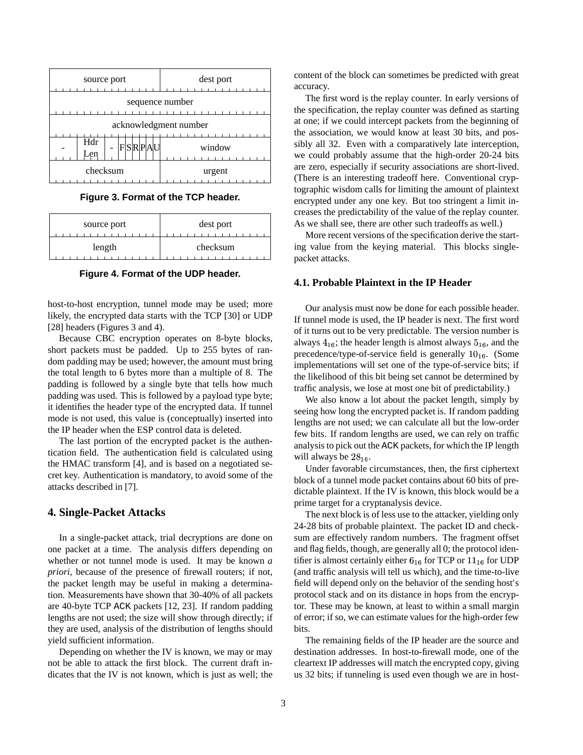| source port | | | | | | | | dest port |
|---|---|---|---|---|---|---|---|---|
| sequence number | | | | | | | | |
| acknowledgment number | | | | | | | | |
| - | Hdr Len | - | F | S | R | P | A | U | window |
| checksum | | | | | | | | urgent |

**Figure 3. Format of the TCP header.**

| source port | dest port |
|---|---|
| length | checksum |

**Figure 4. Format of the UDP header.**

host-to-host encryption, tunnel mode may be used; more likely, the encrypted data starts with the TCP [30] or UDP [28] headers (Figures 3 and 4).

Because CBC encryption operates on 8-byte blocks, short packets must be padded. Up to 255 bytes of random padding may be used; however, the amount must bring the total length to 6 bytes more than a multiple of 8. The padding is followed by a single byte that tells how much padding was used. This is followed by a payload type byte; it identifies the header type of the encrypted data. If tunnel mode is not used, this value is (conceptually) inserted into the IP header when the ESP control data is deleted.

The last portion of the encrypted packet is the authentication field. The authentication field is calculated using the HMAC transform [4], and is based on a negotiated secret key. Authentication is mandatory, to avoid some of the attacks described in [7].

## 4. Single-Packet Attacks

In a single-packet attack, trial decryptions are done on one packet at a time. The analysis differs depending on whether or not tunnel mode is used. It may be known *a priori*, because of the presence of firewall routers; if not, the packet length may be useful in making a determination. Measurements have shown that 30-40% of all packets are 40-byte TCP ACK packets [12, 23]. If random padding lengths are not used; the size will show through directly; if they are used, analysis of the distribution of lengths should yield sufficient information.

Depending on whether the IV is known, we may or may not be able to attack the first block. The current draft indicates that the IV is not known, which is just as well; the content of the block can sometimes be predicted with great accuracy.

The first word is the replay counter. In early versions of the specification, the replay counter was defined as starting at one; if we could intercept packets from the beginning of the association, we would know at least 30 bits, and possibly all 32. Even with a comparatively late interception, we could probably assume that the high-order 20-24 bits are zero, especially if security associations are short-lived. (There is an interesting tradeoff here. Conventional cryptographic wisdom calls for limiting the amount of plaintext encrypted under any one key. But too stringent a limit increases the predictability of the value of the replay counter. As we shall see, there are other such tradeoffs as well.)

More recent versions of the specification derive the starting value from the keying material. This blocks single-packet attacks.

### 4.1. Probable Plaintext in the IP Header

Our analysis must now be done for each possible header. If tunnel mode is used, the IP header is next. The first word of it turns out to be very predictable. The version number is always $4_{16}$; the header length is almost always $5_{16}$, and the precedence/type-of-service field is generally $10_{16}$. (Some implementations will set one of the type-of-service bits; if the likelihood of this bit being set cannot be determined by traffic analysis, we lose at most one bit of predictability.)

We also know a lot about the packet length, simply by seeing how long the encrypted packet is. If random padding lengths are not used; we can calculate all but the low-order few bits. If random lengths are used, we can rely on traffic analysis to pick out the ACK packets, for which the IP length will always be $28_{16}$.

Under favorable circumstances, then, the first ciphertext block of a tunnel mode packet contains about 60 bits of predictable plaintext. If the IV is known, this block would be a prime target for a cryptanalysis device.

The next block is of less use to the attacker, yielding only 24-28 bits of probable plaintext. The packet ID and checksum are effectively random numbers. The fragment offset and flag fields, though, are generally all 0; the protocol identifier is almost certainly either $6_{16}$ for TCP or $11_{16}$ for UDP (and traffic analysis will tell us which), and the time-to-live field will depend only on the behavior of the sending host's protocol stack and on its distance in hops from the encryptor. These may be known, at least to within a small margin of error; if so, we can estimate values for the high-order few bits.

The remaining fields of the IP header are the source and destination addresses. In host-to-firewall mode, one of the cleartext IP addresses will match the encrypted copy, giving us 32 bits; if tunneling is used even though we are in host-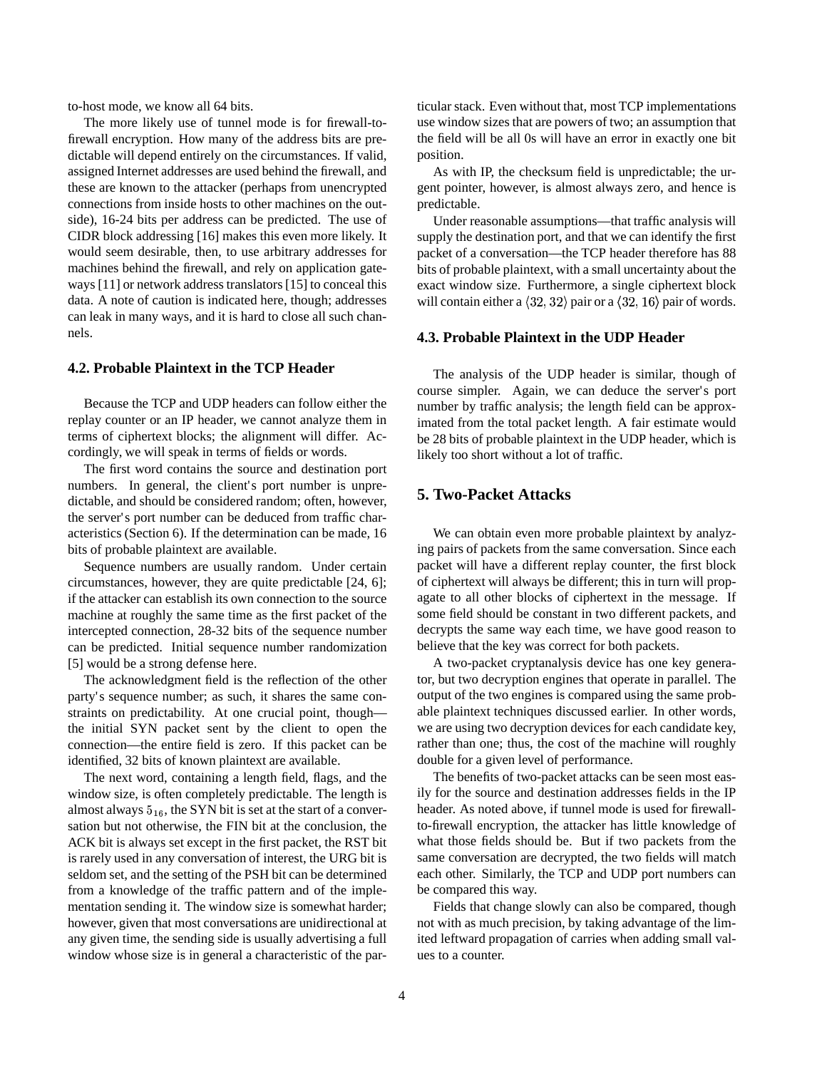to-host mode, we know all 64 bits.

The more likely use of tunnel mode is for firewall-to-firewall encryption. How many of the address bits are predictable will depend entirely on the circumstances. If valid, assigned Internet addresses are used behind the firewall, and these are known to the attacker (perhaps from unencrypted connections from inside hosts to other machines on the outside), 16-24 bits per address can be predicted. The use of CIDR block addressing [16] makes this even more likely. It would seem desirable, then, to use arbitrary addresses for machines behind the firewall, and rely on application gateways [11] or network address translators [15] to conceal this data. A note of caution is indicated here, though; addresses can leak in many ways, and it is hard to close all such channels.

### 4.2. Probable Plaintext in the TCP Header

Because the TCP and UDP headers can follow either the replay counter or an IP header, we cannot analyze them in terms of ciphertext blocks; the alignment will differ. Accordingly, we will speak in terms of fields or words.

The first word contains the source and destination port numbers. In general, the client's port number is unpredictable, and should be considered random; often, however, the server's port number can be deduced from traffic characteristics (Section 6). If the determination can be made, 16 bits of probable plaintext are available.

Sequence numbers are usually random. Under certain circumstances, however, they are quite predictable [24, 6]; if the attacker can establish its own connection to the source machine at roughly the same time as the first packet of the intercepted connection, 28-32 bits of the sequence number can be predicted. Initial sequence number randomization [5] would be a strong defense here.

The acknowledgment field is the reflection of the other party's sequence number; as such, it shares the same constraints on predictability. At one crucial point, though—the initial SYN packet sent by the client to open the connection—the entire field is zero. If this packet can be identified, 32 bits of known plaintext are available.

The next word, containing a length field, flags, and the window size, is often completely predictable. The length is almost always $5_{16}$, the SYN bit is set at the start of a conversation but not otherwise, the FIN bit at the conclusion, the ACK bit is always set except in the first packet, the RST bit is rarely used in any conversation of interest, the URG bit is seldom set, and the setting of the PSH bit can be determined from a knowledge of the traffic pattern and of the implementation sending it. The window size is somewhat harder; however, given that most conversations are unidirectional at any given time, the sending side is usually advertising a full window whose size is in general a characteristic of the particular stack. Even without that, most TCP implementations use window sizes that are powers of two; an assumption that the field will be all 0s will have an error in exactly one bit position.

As with IP, the checksum field is unpredictable; the urgent pointer, however, is almost always zero, and hence is predictable.

Under reasonable assumptions—that traffic analysis will supply the destination port, and that we can identify the first packet of a conversation—the TCP header therefore has 88 bits of probable plaintext, with a small uncertainty about the exact window size. Furthermore, a single ciphertext block will contain either a $\langle 32, 32 \rangle$ pair or a $\langle 32, 16 \rangle$ pair of words.

### 4.3. Probable Plaintext in the UDP Header

The analysis of the UDP header is similar, though of course simpler. Again, we can deduce the server's port number by traffic analysis; the length field can be approximated from the total packet length. A fair estimate would be 28 bits of probable plaintext in the UDP header, which is likely too short without a lot of traffic.

## 5. Two-Packet Attacks

We can obtain even more probable plaintext by analyzing pairs of packets from the same conversation. Since each packet will have a different replay counter, the first block of ciphertext will always be different; this in turn will propagate to all other blocks of ciphertext in the message. If some field should be constant in two different packets, and decrypts the same way each time, we have good reason to believe that the key was correct for both packets.

A two-packet cryptanalysis device has one key generator, but two decryption engines that operate in parallel. The output of the two engines is compared using the same probable plaintext techniques discussed earlier. In other words, we are using two decryption devices for each candidate key, rather than one; thus, the cost of the machine will roughly double for a given level of performance.

The benefits of two-packet attacks can be seen most easily for the source and destination addresses fields in the IP header. As noted above, if tunnel mode is used for firewall-to-firewall encryption, the attacker has little knowledge of what those fields should be. But if two packets from the same conversation are decrypted, the two fields will match each other. Similarly, the TCP and UDP port numbers can be compared this way.

Fields that change slowly can also be compared, though not with as much precision, by taking advantage of the limited leftward propagation of carries when adding small values to a counter.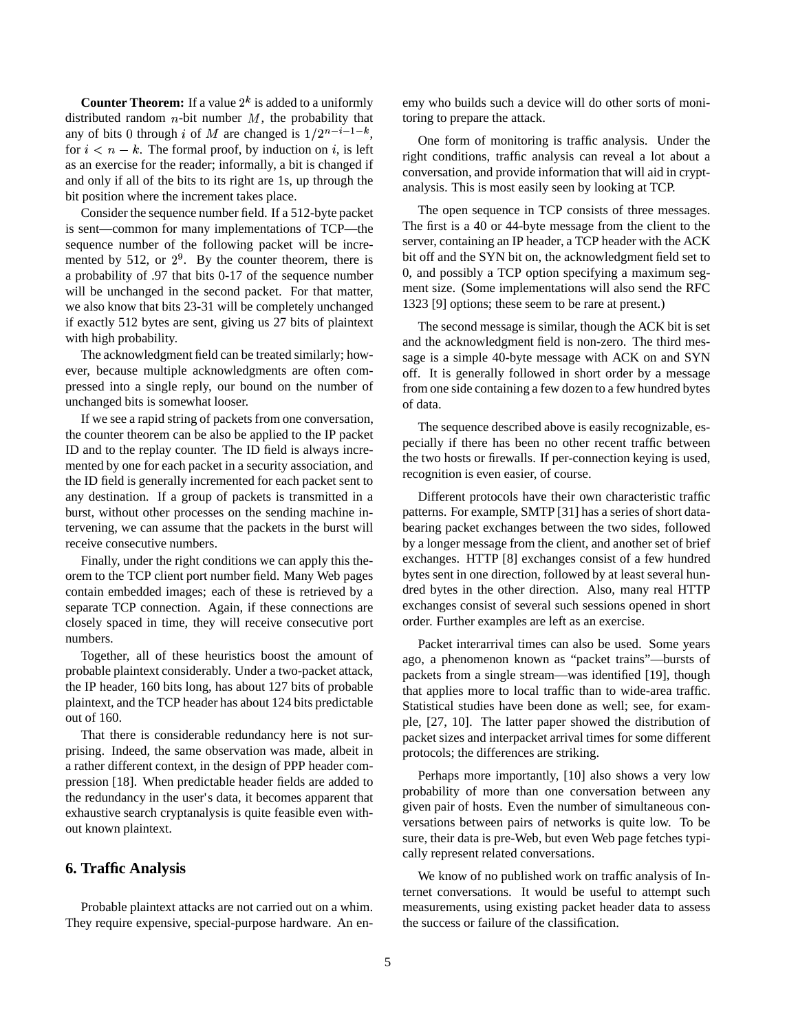**Counter Theorem:** If a value $2^k$ is added to a uniformly distributed random $n$-bit number $M$, the probability that any of bits 0 through $i$ of $M$ are changed is $1/2^{n-i-1-k}$, for $i < n - k$. The formal proof, by induction on $i$, is left as an exercise for the reader; informally, a bit is changed if and only if all of the bits to its right are 1s, up through the bit position where the increment takes place.

Consider the sequence number field. If a 512-byte packet is sent—common for many implementations of TCP—the sequence number of the following packet will be incremented by 512, or $2^9$. By the counter theorem, there is a probability of .97 that bits 0-17 of the sequence number will be unchanged in the second packet. For that matter, we also know that bits 23-31 will be completely unchanged if exactly 512 bytes are sent, giving us 27 bits of plaintext with high probability.

The acknowledgment field can be treated similarly; however, because multiple acknowledgments are often compressed into a single reply, our bound on the number of unchanged bits is somewhat looser.

If we see a rapid string of packets from one conversation, the counter theorem can be also be applied to the IP packet ID and to the replay counter. The ID field is always incremented by one for each packet in a security association, and the ID field is generally incremented for each packet sent to any destination. If a group of packets is transmitted in a burst, without other processes on the sending machine intervening, we can assume that the packets in the burst will receive consecutive numbers.

Finally, under the right conditions we can apply this theorem to the TCP client port number field. Many Web pages contain embedded images; each of these is retrieved by a separate TCP connection. Again, if these connections are closely spaced in time, they will receive consecutive port numbers.

Together, all of these heuristics boost the amount of probable plaintext considerably. Under a two-packet attack, the IP header, 160 bits long, has about 127 bits of probable plaintext, and the TCP header has about 124 bits predictable out of 160.

That there is considerable redundancy here is not surprising. Indeed, the same observation was made, albeit in a rather different context, in the design of PPP header compression [18]. When predictable header fields are added to the redundancy in the user's data, it becomes apparent that exhaustive search cryptanalysis is quite feasible even without known plaintext.

## 6. Traffic Analysis

Probable plaintext attacks are not carried out on a whim. They require expensive, special-purpose hardware. An enemy who builds such a device will do other sorts of monitoring to prepare the attack.

One form of monitoring is traffic analysis. Under the right conditions, traffic analysis can reveal a lot about a conversation, and provide information that will aid in cryptanalysis. This is most easily seen by looking at TCP.

The open sequence in TCP consists of three messages. The first is a 40 or 44-byte message from the client to the server, containing an IP header, a TCP header with the ACK bit off and the SYN bit on, the acknowledgment field set to 0, and possibly a TCP option specifying a maximum segment size. (Some implementations will also send the RFC 1323 [9] options; these seem to be rare at present.)

The second message is similar, though the ACK bit is set and the acknowledgment field is non-zero. The third message is a simple 40-byte message with ACK on and SYN off. It is generally followed in short order by a message from one side containing a few dozen to a few hundred bytes of data.

The sequence described above is easily recognizable, especially if there has been no other recent traffic between the two hosts or firewalls. If per-connection keying is used, recognition is even easier, of course.

Different protocols have their own characteristic traffic patterns. For example, SMTP [31] has a series of short data-bearing packet exchanges between the two sides, followed by a longer message from the client, and another set of brief exchanges. HTTP [8] exchanges consist of a few hundred bytes sent in one direction, followed by at least several hundred bytes in the other direction. Also, many real HTTP exchanges consist of several such sessions opened in short order. Further examples are left as an exercise.

Packet interarrival times can also be used. Some years ago, a phenomenon known as "packet trains"—bursts of packets from a single stream—was identified [19], though that applies more to local traffic than to wide-area traffic. Statistical studies have been done as well; see, for example, [27, 10]. The latter paper showed the distribution of packet sizes and interpacket arrival times for some different protocols; the differences are striking.

Perhaps more importantly, [10] also shows a very low probability of more than one conversation between any given pair of hosts. Even the number of simultaneous conversations between pairs of networks is quite low. To be sure, their data is pre-Web, but even Web page fetches typically represent related conversations.

We know of no published work on traffic analysis of Internet conversations. It would be useful to attempt such measurements, using existing packet header data to assess the success or failure of the classification.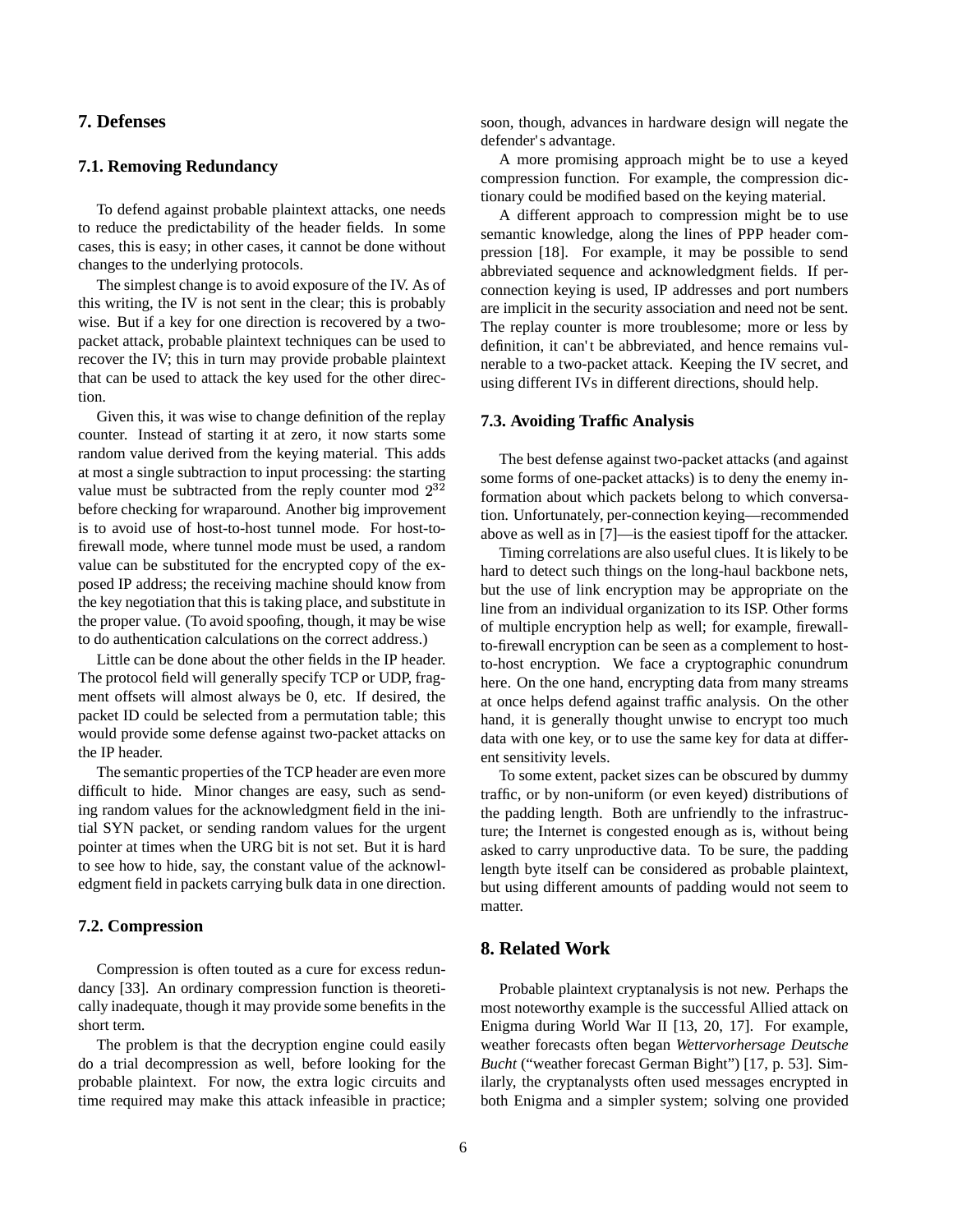## 7. Defenses

### 7.1. Removing Redundancy

To defend against probable plaintext attacks, one needs to reduce the predictability of the header fields. In some cases, this is easy; in other cases, it cannot be done without changes to the underlying protocols.

The simplest change is to avoid exposure of the IV. As of this writing, the IV is not sent in the clear; this is probably wise. But if a key for one direction is recovered by a two-packet attack, probable plaintext techniques can be used to recover the IV; this in turn may provide probable plaintext that can be used to attack the key used for the other direction.

Given this, it was wise to change definition of the replay counter. Instead of starting it at zero, it now starts some random value derived from the keying material. This adds at most a single subtraction to input processing: the starting value must be subtracted from the reply counter mod $2^{32}$ before checking for wraparound. Another big improvement is to avoid use of host-to-host tunnel mode. For host-to-firewall mode, where tunnel mode must be used, a random value can be substituted for the encrypted copy of the exposed IP address; the receiving machine should know from the key negotiation that this is taking place, and substitute in the proper value. (To avoid spoofing, though, it may be wise to do authentication calculations on the correct address.)

Little can be done about the other fields in the IP header. The protocol field will generally specify TCP or UDP, fragment offsets will almost always be 0, etc. If desired, the packet ID could be selected from a permutation table; this would provide some defense against two-packet attacks on the IP header.

The semantic properties of the TCP header are even more difficult to hide. Minor changes are easy, such as sending random values for the acknowledgment field in the initial SYN packet, or sending random values for the urgent pointer at times when the URG bit is not set. But it is hard to see how to hide, say, the constant value of the acknowledgment field in packets carrying bulk data in one direction.

### 7.2. Compression

Compression is often touted as a cure for excess redundancy [33]. An ordinary compression function is theoretically inadequate, though it may provide some benefits in the short term.

The problem is that the decryption engine could easily do a trial decompression as well, before looking for the probable plaintext. For now, the extra logic circuits and time required may make this attack infeasible in practice; soon, though, advances in hardware design will negate the defender's advantage.

A more promising approach might be to use a keyed compression function. For example, the compression dictionary could be modified based on the keying material.

A different approach to compression might be to use semantic knowledge, along the lines of PPP header compression [18]. For example, it may be possible to send abbreviated sequence and acknowledgment fields. If per-connection keying is used, IP addresses and port numbers are implicit in the security association and need not be sent. The replay counter is more troublesome; more or less by definition, it can't be abbreviated, and hence remains vulnerable to a two-packet attack. Keeping the IV secret, and using different IVs in different directions, should help.

### 7.3. Avoiding Traffic Analysis

The best defense against two-packet attacks (and against some forms of one-packet attacks) is to deny the enemy information about which packets belong to which conversation. Unfortunately, per-connection keying—recommended above as well as in [7]—is the easiest tipoff for the attacker.

Timing correlations are also useful clues. It is likely to be hard to detect such things on the long-haul backbone nets, but the use of link encryption may be appropriate on the line from an individual organization to its ISP. Other forms of multiple encryption help as well; for example, firewall-to-firewall encryption can be seen as a complement to host-to-host encryption. We face a cryptographic conundrum here. On the one hand, encrypting data from many streams at once helps defend against traffic analysis. On the other hand, it is generally thought unwise to encrypt too much data with one key, or to use the same key for data at different sensitivity levels.

To some extent, packet sizes can be obscured by dummy traffic, or by non-uniform (or even keyed) distributions of the padding length. Both are unfriendly to the infrastructure; the Internet is congested enough as is, without being asked to carry unproductive data. To be sure, the padding length byte itself can be considered as probable plaintext, but using different amounts of padding would not seem to matter.

## 8. Related Work

Probable plaintext cryptanalysis is not new. Perhaps the most noteworthy example is the successful Allied attack on Enigma during World War II [13, 20, 17]. For example, weather forecasts often began *Wettervorhersage Deutsche Bucht* ("weather forecast German Bight") [17, p. 53]. Similarly, the cryptanalysts often used messages encrypted in both Enigma and a simpler system; solving one provided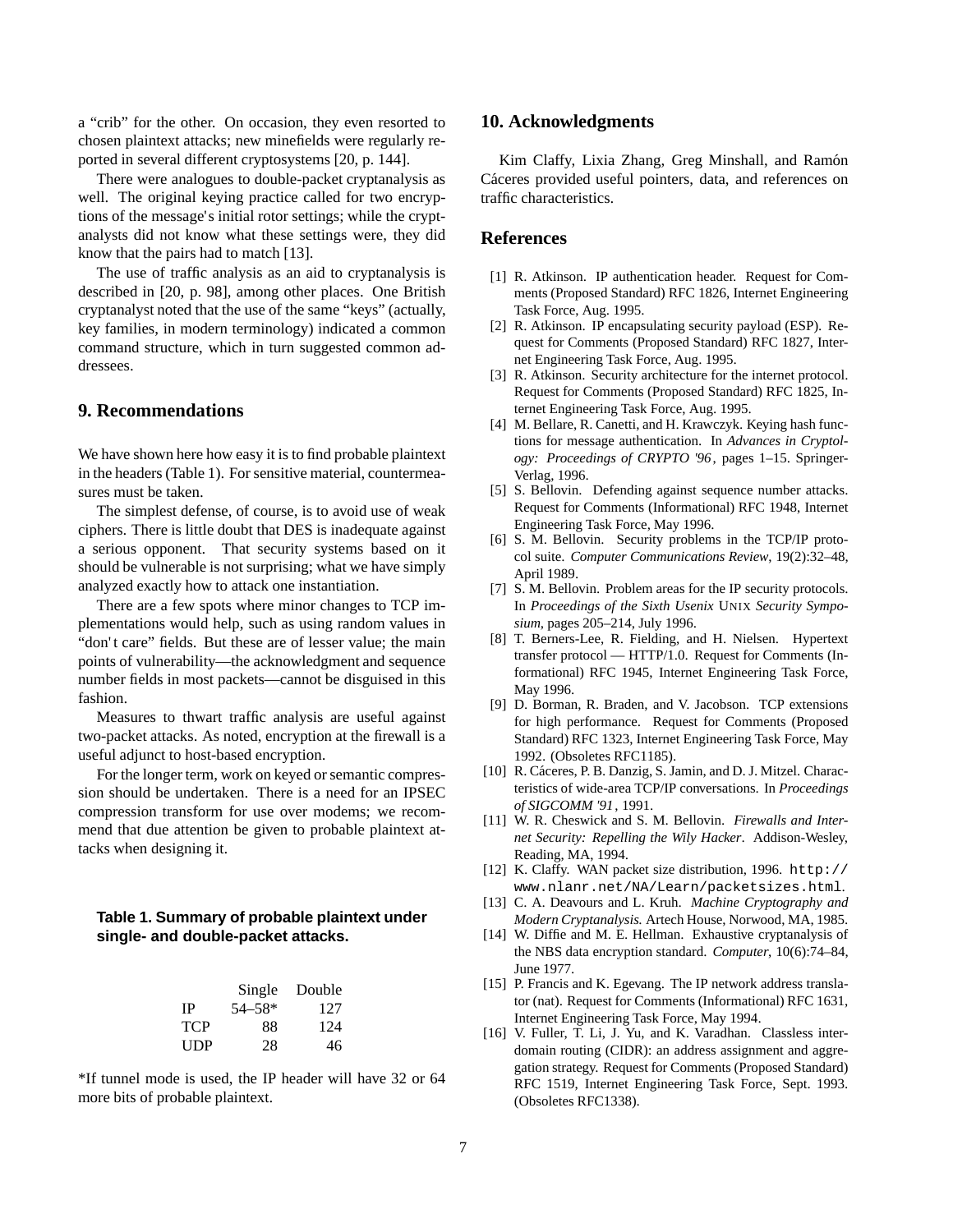a "crib" for the other. On occasion, they even resorted to chosen plaintext attacks; new minefields were regularly reported in several different cryptosystems [20, p. 144].

There were analogues to double-packet cryptanalysis as well. The original keying practice called for two encryptions of the message's initial rotor settings; while the cryptanalysts did not know what these settings were, they did know that the pairs had to match [13].

The use of traffic analysis as an aid to cryptanalysis is described in [20, p. 98], among other places. One British cryptanalyst noted that the use of the same "keys" (actually, key families, in modern terminology) indicated a common command structure, which in turn suggested common addressees.

## 9. Recommendations

We have shown here how easy it is to find probable plaintext in the headers (Table 1). For sensitive material, countermeasures must be taken.

The simplest defense, of course, is to avoid use of weak ciphers. There is little doubt that DES is inadequate against a serious opponent. That security systems based on it should be vulnerable is not surprising; what we have simply analyzed exactly how to attack one instantiation.

There are a few spots where minor changes to TCP implementations would help, such as using random values in "don't care" fields. But these are of lesser value; the main points of vulnerability—the acknowledgment and sequence number fields in most packets—cannot be disguised in this fashion.

Measures to thwart traffic analysis are useful against two-packet attacks. As noted, encryption at the firewall is a useful adjunct to host-based encryption.

For the longer term, work on keyed or semantic compression should be undertaken. There is a need for an IPSEC compression transform for use over modems; we recommend that due attention be given to probable plaintext attacks when designing it.

**Table 1. Summary of probable plaintext under single- and double-packet attacks.**

| | Single | Double |
|---|---|---|
| IP | 54–58* | 127 |
| TCP | 88 | 124 |
| UDP | 28 | 46 |

*If tunnel mode is used, the IP header will have 32 or 64 more bits of probable plaintext.

## 10. Acknowledgments

Kim Claffy, Lixia Zhang, Greg Minshall, and Ramón Cáceres provided useful pointers, data, and references on traffic characteristics.

## References

[1] R. Atkinson. IP authentication header. Request for Comments (Proposed Standard) RFC 1826, Internet Engineering Task Force, Aug. 1995.

[2] R. Atkinson. IP encapsulating security payload (ESP). Request for Comments (Proposed Standard) RFC 1827, Internet Engineering Task Force, Aug. 1995.

[3] R. Atkinson. Security architecture for the internet protocol. Request for Comments (Proposed Standard) RFC 1825, Internet Engineering Task Force, Aug. 1995.

[4] M. Bellare, R. Canetti, and H. Krawczyk. Keying hash functions for message authentication. In *Advances in Cryptology: Proceedings of CRYPTO '96*, pages 1–15. Springer-Verlag, 1996.

[5] S. Bellovin. Defending against sequence number attacks. Request for Comments (Informational) RFC 1948, Internet Engineering Task Force, May 1996.

[6] S. M. Bellovin. Security problems in the TCP/IP protocol suite. *Computer Communications Review*, 19(2):32–48, April 1989.

[7] S. M. Bellovin. Problem areas for the IP security protocols. In *Proceedings of the Sixth Usenix* UNIX *Security Symposium*, pages 205–214, July 1996.

[8] T. Berners-Lee, R. Fielding, and H. Nielsen. Hypertext transfer protocol — HTTP/1.0. Request for Comments (Informational) RFC 1945, Internet Engineering Task Force, May 1996.

[9] D. Borman, R. Braden, and V. Jacobson. TCP extensions for high performance. Request for Comments (Proposed Standard) RFC 1323, Internet Engineering Task Force, May 1992. (Obsoletes RFC1185).

[10] R. Cáceres, P. B. Danzig, S. Jamin, and D. J. Mitzel. Characteristics of wide-area TCP/IP conversations. In *Proceedings of SIGCOMM '91*, 1991.

[11] W. R. Cheswick and S. M. Bellovin. *Firewalls and Internet Security: Repelling the Wily Hacker*. Addison-Wesley, Reading, MA, 1994.

[12] K. Claffy. WAN packet size distribution, 1996. `http://www.nlanr.net/NA/Learn/packetsizes.html`.

[13] C. A. Deavours and L. Kruh. *Machine Cryptography and Modern Cryptanalysis.* Artech House, Norwood, MA, 1985.

[14] W. Diffie and M. E. Hellman. Exhaustive cryptanalysis of the NBS data encryption standard. *Computer*, 10(6):74–84, June 1977.

[15] P. Francis and K. Egevang. The IP network address translator (nat). Request for Comments (Informational) RFC 1631, Internet Engineering Task Force, May 1994.

[16] V. Fuller, T. Li, J. Yu, and K. Varadhan. Classless interdomain routing (CIDR): an address assignment and aggregation strategy. Request for Comments (Proposed Standard) RFC 1519, Internet Engineering Task Force, Sept. 1993. (Obsoletes RFC1338).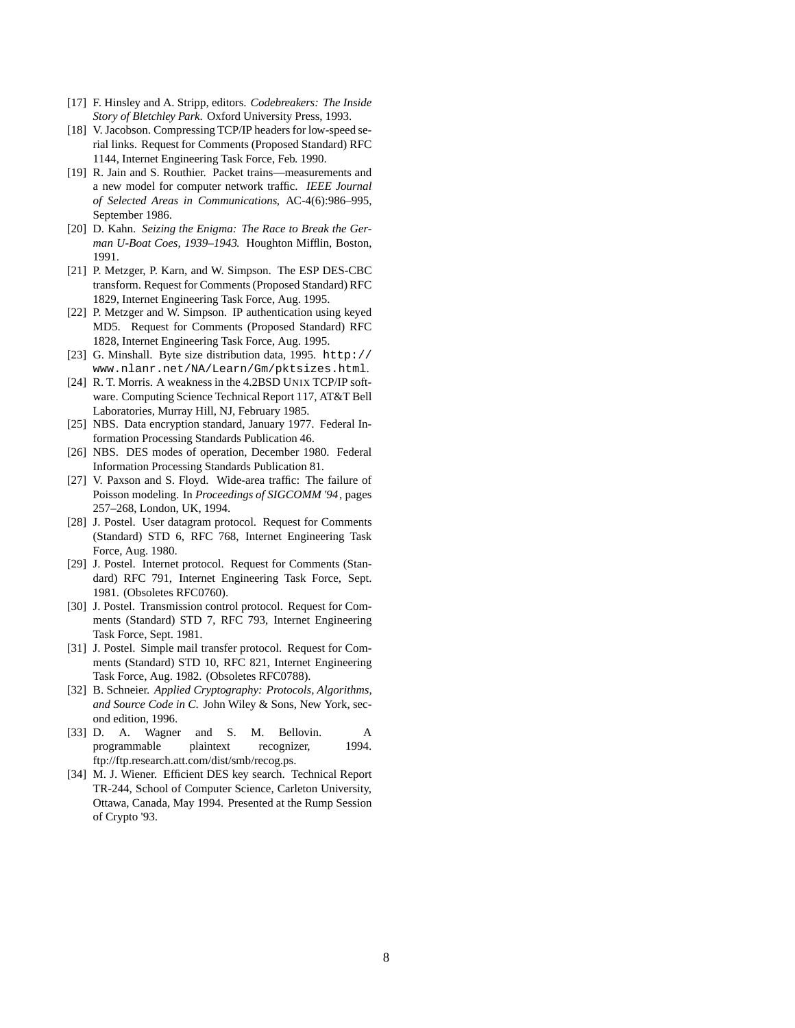[17] F. Hinsley and A. Stripp, editors. *Codebreakers: The Inside Story of Bletchley Park*. Oxford University Press, 1993.

[18] V. Jacobson. Compressing TCP/IP headers for low-speed serial links. Request for Comments (Proposed Standard) RFC 1144, Internet Engineering Task Force, Feb. 1990.

[19] R. Jain and S. Routhier. Packet trains—measurements and a new model for computer network traffic. *IEEE Journal of Selected Areas in Communications*, AC-4(6):986–995, September 1986.

[20] D. Kahn. *Seizing the Enigma: The Race to Break the German U-Boat Coes, 1939–1943.* Houghton Mifflin, Boston, 1991.

[21] P. Metzger, P. Karn, and W. Simpson. The ESP DES-CBC transform. Request for Comments (Proposed Standard) RFC 1829, Internet Engineering Task Force, Aug. 1995.

[22] P. Metzger and W. Simpson. IP authentication using keyed MD5. Request for Comments (Proposed Standard) RFC 1828, Internet Engineering Task Force, Aug. 1995.

[23] G. Minshall. Byte size distribution data, 1995. `http://www.nlanr.net/NA/Learn/Gm/pktsizes.html`.

[24] R. T. Morris. A weakness in the 4.2BSD UNIX TCP/IP software. Computing Science Technical Report 117, AT&T Bell Laboratories, Murray Hill, NJ, February 1985.

[25] NBS. Data encryption standard, January 1977. Federal Information Processing Standards Publication 46.

[26] NBS. DES modes of operation, December 1980. Federal Information Processing Standards Publication 81.

[27] V. Paxson and S. Floyd. Wide-area traffic: The failure of Poisson modeling. In *Proceedings of SIGCOMM '94*, pages 257–268, London, UK, 1994.

[28] J. Postel. User datagram protocol. Request for Comments (Standard) STD 6, RFC 768, Internet Engineering Task Force, Aug. 1980.

[29] J. Postel. Internet protocol. Request for Comments (Standard) RFC 791, Internet Engineering Task Force, Sept. 1981. (Obsoletes RFC0760).

[30] J. Postel. Transmission control protocol. Request for Comments (Standard) STD 7, RFC 793, Internet Engineering Task Force, Sept. 1981.

[31] J. Postel. Simple mail transfer protocol. Request for Comments (Standard) STD 10, RFC 821, Internet Engineering Task Force, Aug. 1982. (Obsoletes RFC0788).

[32] B. Schneier. *Applied Cryptography: Protocols, Algorithms, and Source Code in C*. John Wiley & Sons, New York, second edition, 1996.

[33] D. A. Wagner and S. M. Bellovin. A programmable plaintext recognizer, 1994. ftp://ftp.research.att.com/dist/smb/recog.ps.

[34] M. J. Wiener. Efficient DES key search. Technical Report TR-244, School of Computer Science, Carleton University, Ottawa, Canada, May 1994. Presented at the Rump Session of Crypto '93.